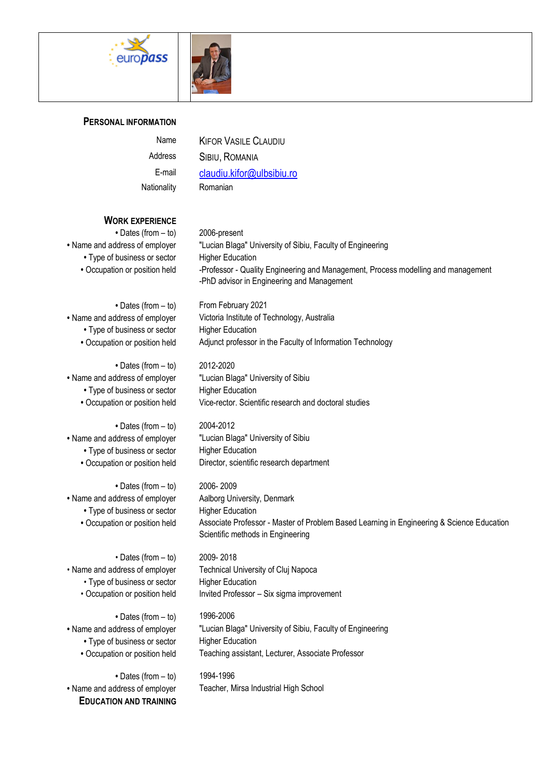## Personal information

| | |
|---|---|
| Name | Kifor Vasile Claudiu |
| Address | Sibiu, Romania |
| E-mail | claudiu.kifor@ulbsibiu.ro |
| Nationality | Romanian |

## Work experience

| | |
|---|---|
| • Dates (from – to) | 2006-present |
| • Name and address of employer | "Lucian Blaga" University of Sibiu, Faculty of Engineering |
| • Type of business or sector | Higher Education |
| • Occupation or position held | -Professor - Quality Engineering and Management, Process modelling and management<br>-PhD advisor in Engineering and Management |

| | |
|---|---|
| • Dates (from – to) | From February 2021 |
| • Name and address of employer | Victoria Institute of Technology, Australia |
| • Type of business or sector | Higher Education |
| • Occupation or position held | Adjunct professor in the Faculty of Information Technology |

| | |
|---|---|
| • Dates (from – to) | 2012-2020 |
| • Name and address of employer | "Lucian Blaga" University of Sibiu |
| • Type of business or sector | Higher Education |
| • Occupation or position held | Vice-rector. Scientific research and doctoral studies |

| | |
|---|---|
| • Dates (from – to) | 2004-2012 |
| • Name and address of employer | "Lucian Blaga" University of Sibiu |
| • Type of business or sector | Higher Education |
| • Occupation or position held | Director, scientific research department |

| | |
|---|---|
| • Dates (from – to) | 2006- 2009 |
| • Name and address of employer | Aalborg University, Denmark |
| • Type of business or sector | Higher Education |
| • Occupation or position held | Associate Professor - Master of Problem Based Learning in Engineering & Science Education<br>Scientific methods in Engineering |

| | |
|---|---|
| • Dates (from – to) | 2009- 2018 |
| • Name and address of employer | Technical University of Cluj Napoca |
| • Type of business or sector | Higher Education |
| • Occupation or position held | Invited Professor – Six sigma improvement |

| | |
|---|---|
| • Dates (from – to) | 1996-2006 |
| • Name and address of employer | "Lucian Blaga" University of Sibiu, Faculty of Engineering |
| • Type of business or sector | Higher Education |
| • Occupation or position held | Teaching assistant, Lecturer, Associate Professor |

| | |
|---|---|
| • Dates (from – to) | 1994-1996 |
| • Name and address of employer | Teacher, Mirsa Industrial High School |

## Education and training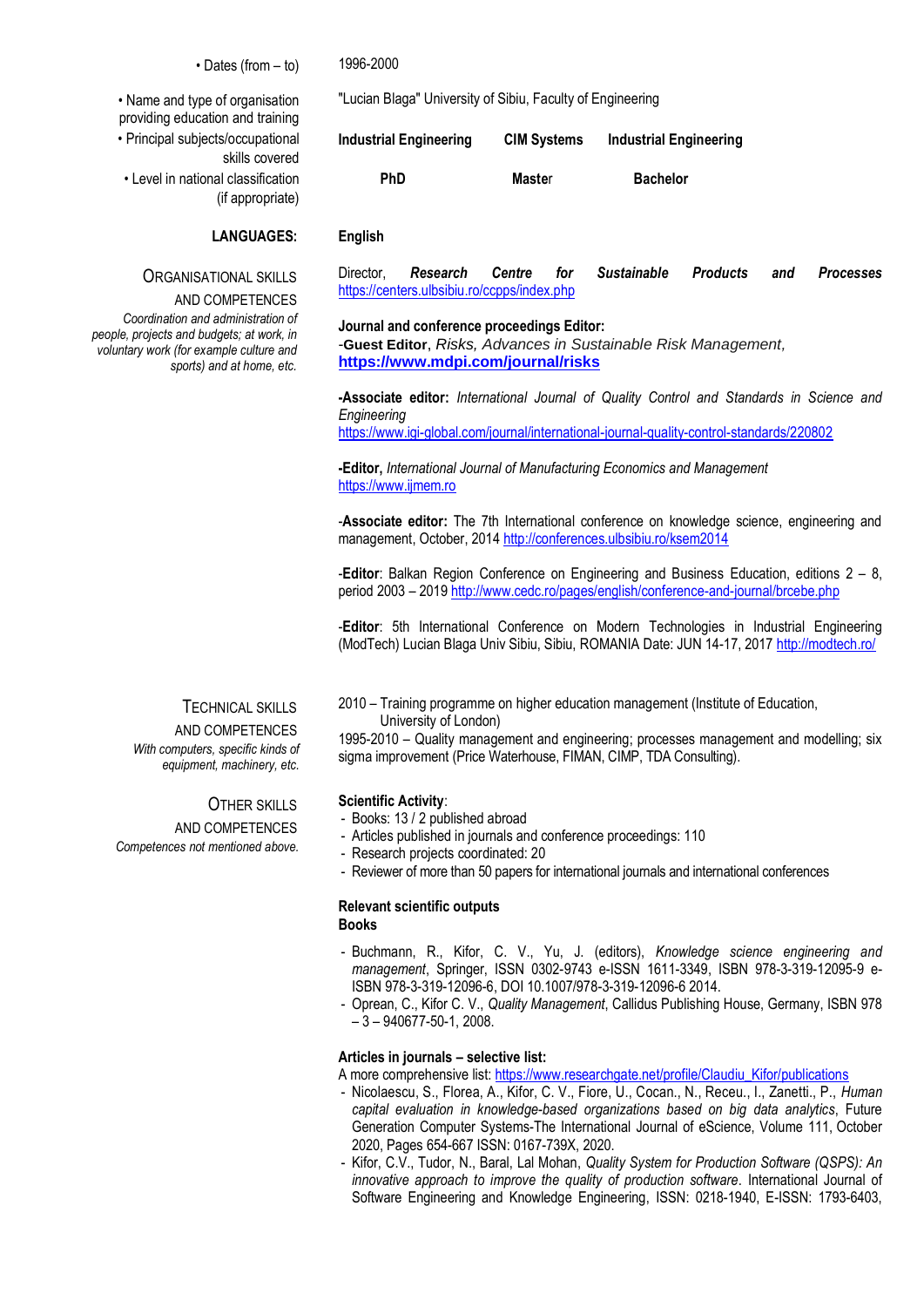| | |
|---|---|
| • Dates (from – to) | 1996-2000 |
| • Name and type of organisation providing education and training | "Lucian Blaga" University of Sibiu, Faculty of Engineering |
| • Principal subjects/occupational skills covered | **Industrial Engineering** **CIM Systems** **Industrial Engineering** |
| • Level in national classification (if appropriate) | **PhD** **Master** **Bachelor** |

**LANGUAGES:** **English**

**ORGANISATIONAL SKILLS AND COMPETENCES**
*Coordination and administration of people, projects and budgets; at work, in voluntary work (for example culture and sports) and at home, etc.*

Director, ***Research Centre for Sustainable Products and Processes***
https://centers.ulbsibiu.ro/ccpps/index.php

**Journal and conference proceedings Editor:**
-**Guest Editor**, *Risks, Advances in Sustainable Risk Management,*
**https://www.mdpi.com/journal/risks**

**-Associate editor:** *International Journal of Quality Control and Standards in Science and Engineering*
https://www.igi-global.com/journal/international-journal-quality-control-standards/220802

**-Editor,** *International Journal of Manufacturing Economics and Management*
https://www.ijmem.ro

-**Associate editor:** The 7th International conference on knowledge science, engineering and management, October, 2014 http://conferences.ulbsibiu.ro/ksem2014

-**Editor**: Balkan Region Conference on Engineering and Business Education, editions 2 – 8, period 2003 – 2019 http://www.cedc.ro/pages/english/conference-and-journal/brcebe.php

-**Editor**: 5th International Conference on Modern Technologies in Industrial Engineering (ModTech) Lucian Blaga Univ Sibiu, Sibiu, ROMANIA Date: JUN 14-17, 2017 http://modtech.ro/

**TECHNICAL SKILLS AND COMPETENCES**
*With computers, specific kinds of equipment, machinery, etc.*

2010 – Training programme on higher education management (Institute of Education, University of London)
1995-2010 – Quality management and engineering; processes management and modelling; six sigma improvement (Price Waterhouse, FIMAN, CIMP, TDA Consulting).

**OTHER SKILLS AND COMPETENCES**
*Competences not mentioned above.*

**Scientific Activity**:
- Books: 13 / 2 published abroad
- Articles published in journals and conference proceedings: 110
- Research projects coordinated: 20
- Reviewer of more than 50 papers for international journals and international conferences

**Relevant scientific outputs**
**Books**

- Buchmann, R., Kifor, C. V., Yu, J. (editors), *Knowledge science engineering and management*, Springer, ISSN 0302-9743 e-ISSN 1611-3349, ISBN 978-3-319-12095-9 e-ISBN 978-3-319-12096-6, DOI 10.1007/978-3-319-12096-6 2014.
- Oprean, C., Kifor C. V., *Quality Management*, Callidus Publishing House, Germany, ISBN 978 – 3 – 940677-50-1, 2008.

**Articles in journals – selective list:**
A more comprehensive list: https://www.researchgate.net/profile/Claudiu_Kifor/publications
- Nicolaescu, S., Florea, A., Kifor, C. V., Fiore, U., Cocan., N., Receu., I., Zanetti., P., *Human capital evaluation in knowledge-based organizations based on big data analytics*, Future Generation Computer Systems-The International Journal of eScience, Volume 111, October 2020, Pages 654-667 ISSN: 0167-739X, 2020.
- Kifor, C.V., Tudor, N., Baral, Lal Mohan, *Quality System for Production Software (QSPS): An innovative approach to improve the quality of production software*. International Journal of Software Engineering and Knowledge Engineering, ISSN: 0218-1940, E-ISSN: 1793-6403,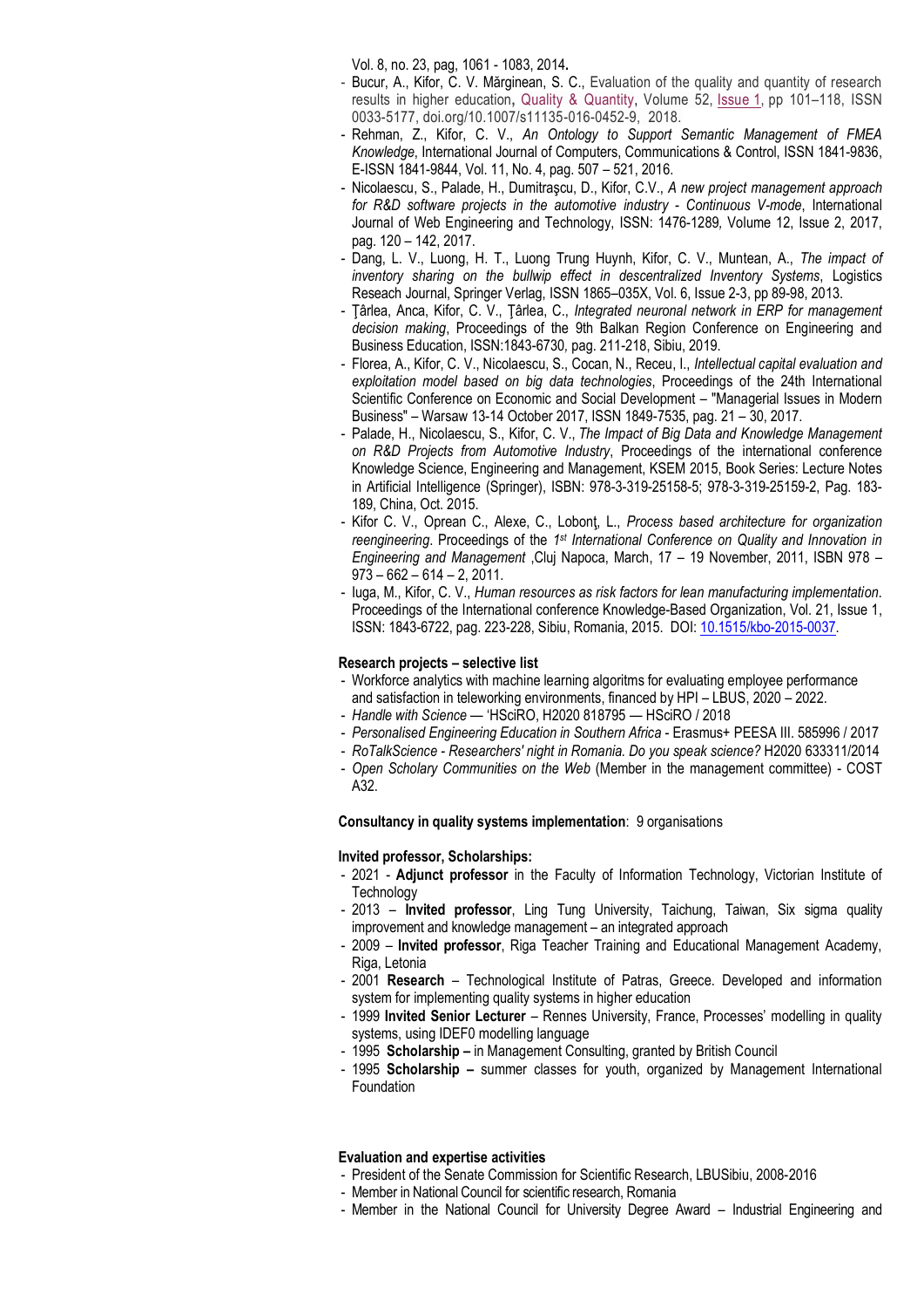Vol. 8, no. 23, pag, 1061 - 1083, 2014**.**

- Bucur, A., Kifor, C. V. Mărginean, S. C., Evaluation of the quality and quantity of research results in higher education**,** Quality & Quantity, Volume 52, Issue 1, pp 101–118, ISSN 0033-5177, doi.org/10.1007/s11135-016-0452-9, 2018.
- Rehman, Z., Kifor, C. V., *An Ontology to Support Semantic Management of FMEA Knowledge*, International Journal of Computers, Communications & Control, ISSN 1841-9836, E-ISSN 1841-9844, Vol. 11, No. 4, pag. 507 – 521, 2016.
- Nicolaescu, S., Palade, H., Dumitraşcu, D., Kifor, C.V., *A new project management approach for R&D software projects in the automotive industry - Continuous V-mode*, International Journal of Web Engineering and Technology, ISSN: 1476-1289*,* Volume 12, Issue 2, 2017, pag. 120 – 142, 2017.
- Dang, L. V., Luong, H. T., Luong Trung Huynh, Kifor, C. V., Muntean, A., *The impact of inventory sharing on the bullwip effect in descentralized Inventory Systems*, Logistics Reseach Journal, Springer Verlag, ISSN 1865–035X, Vol. 6, Issue 2-3, pp 89-98, 2013.
- Ţârlea, Anca, Kifor, C. V., Ţârlea, C., *Integrated neuronal network in ERP for management decision making*, Proceedings of the 9th Balkan Region Conference on Engineering and Business Education, ISSN:1843-6730*,* pag. 211-218, Sibiu, 2019.
- Florea, A., Kifor, C. V., Nicolaescu, S., Cocan, N., Receu, I., *Intellectual capital evaluation and exploitation model based on big data technologies*, Proceedings of the 24th International Scientific Conference on Economic and Social Development – "Managerial Issues in Modern Business" – Warsaw 13-14 October 2017, ISSN 1849-7535, pag. 21 – 30, 2017.
- Palade, H., Nicolaescu, S., Kifor, C. V., *The Impact of Big Data and Knowledge Management on R&D Projects from Automotive Industry*, Proceedings of the international conference Knowledge Science, Engineering and Management, KSEM 2015, Book Series: Lecture Notes in Artificial Intelligence (Springer), ISBN: 978-3-319-25158-5; 978-3-319-25159-2, Pag. 183-189, China, Oct. 2015.
- Kifor C. V., Oprean C., Alexe, C., Lobonţ, L., *Process based architecture for organization reengineering*. Proceedings of the *1st International Conference on Quality and Innovation in Engineering and Management* ,Cluj Napoca, March, 17 – 19 November, 2011, ISBN 978 – 973 – 662 – 614 – 2, 2011.
- Iuga, M., Kifor, C. V., *Human resources as risk factors for lean manufacturing implementation.* Proceedings of the International conference Knowledge-Based Organization, Vol. 21, Issue 1, ISSN: 1843-6722, pag. 223-228, Sibiu, Romania, 2015. DOI: 10.1515/kbo-2015-0037.

**Research projects – selective list**

- Workforce analytics with machine learning algoritms for evaluating employee performance and satisfaction in teleworking environments, financed by HPI – LBUS, 2020 – 2022.
- *Handle with Science* — 'HSciRO, H2020 818795 — HSciRO / 2018
- *Personalised Engineering Education in Southern Africa* - Erasmus+ PEESA III. 585996 / 2017
- *RoTalkScience - Researchers' night in Romania. Do you speak science?* H2020 633311/2014
- *Open Scholary Communities on the Web* (Member in the management committee) - COST A32.

**Consultancy in quality systems implementation**: 9 organisations

**Invited professor, Scholarships:**

- 2021 - **Adjunct professor** in the Faculty of Information Technology, Victorian Institute of Technology
- 2013 – **Invited professor**, Ling Tung University, Taichung, Taiwan, Six sigma quality improvement and knowledge management – an integrated approach
- 2009 – **Invited professor**, Riga Teacher Training and Educational Management Academy, Riga, Letonia
- 2001 **Research** – Technological Institute of Patras, Greece. Developed and information system for implementing quality systems in higher education
- 1999 **Invited Senior Lecturer** – Rennes University, France, Processes' modelling in quality systems, using IDEF0 modelling language
- 1995 **Scholarship –** in Management Consulting, granted by British Council
- 1995 **Scholarship –** summer classes for youth, organized by Management International Foundation

**Evaluation and expertise activities**

- President of the Senate Commission for Scientific Research, LBUSibiu, 2008-2016
- Member in National Council for scientific research, Romania
- Member in the National Council for University Degree Award – Industrial Engineering and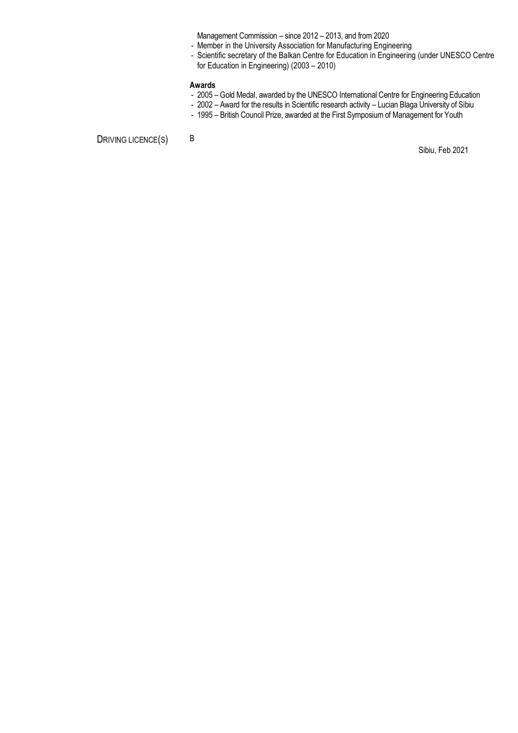Management Commission – since 2012 – 2013, and from 2020

- Member in the University Association for Manufacturing Engineering
- Scientific secretary of the Balkan Centre for Education in Engineering (under UNESCO Centre for Education in Engineering) (2003 – 2010)

**Awards**

- 2005 – Gold Medal, awarded by the UNESCO International Centre for Engineering Education
- 2002 – Award for the results in Scientific research activity – Lucian Blaga University of Sibiu
- 1995 – British Council Prize, awarded at the First Symposium of Management for Youth

DRIVING LICENCE(S) B

Sibiu, Feb 2021